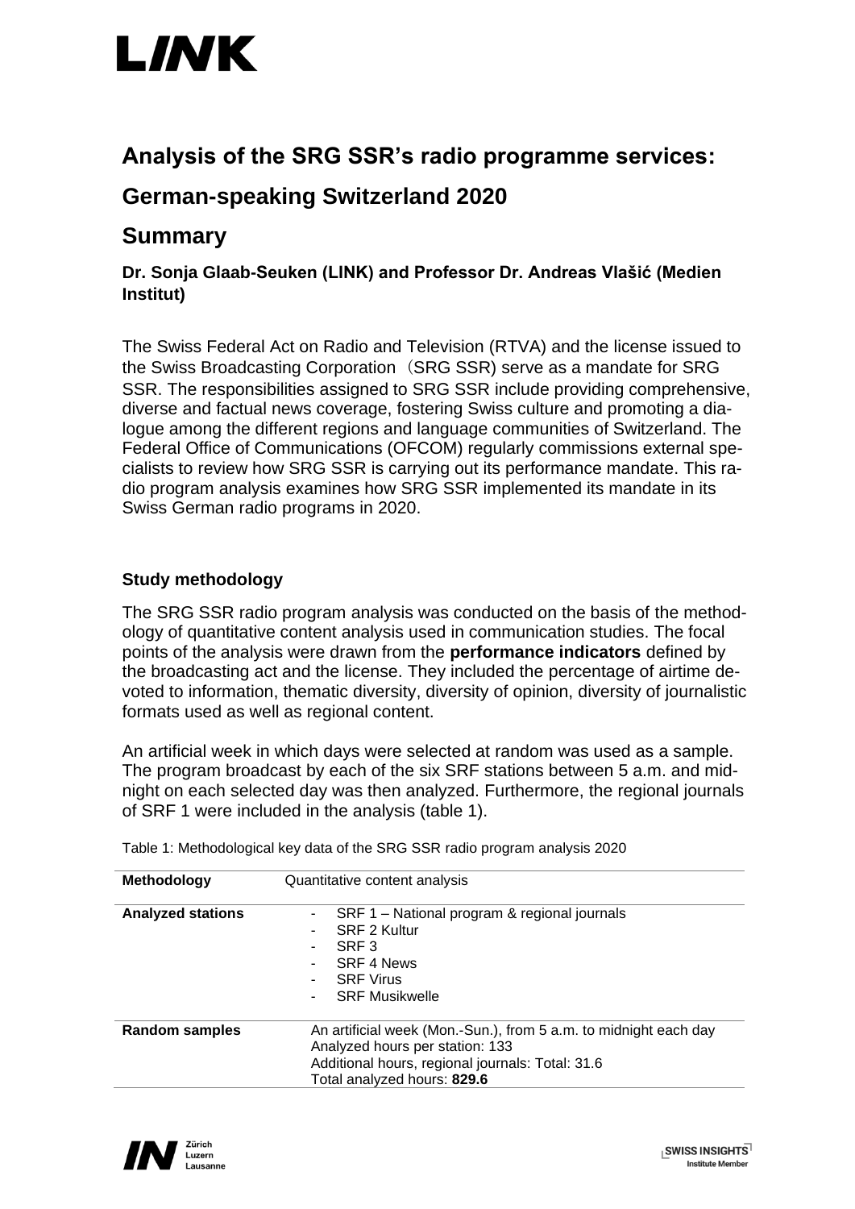# Analysis of the SRG SSR's radio programme services:

# German-speaking Switzerland 2020

# Summary

**Dr. Sonja Glaab-Seuken (LINK) and Professor Dr. Andreas Vlašić (Medien Institut)**

The Swiss Federal Act on Radio and Television (RTVA) and the license issued to the Swiss Broadcasting Corporation (SRG SSR) serve as a mandate for SRG SSR. The responsibilities assigned to SRG SSR include providing comprehensive, diverse and factual news coverage, fostering Swiss culture and promoting a dialogue among the different regions and language communities of Switzerland. The Federal Office of Communications (OFCOM) regularly commissions external specialists to review how SRG SSR is carrying out its performance mandate. This radio program analysis examines how SRG SSR implemented its mandate in its Swiss German radio programs in 2020.

### Study methodology

The SRG SSR radio program analysis was conducted on the basis of the methodology of quantitative content analysis used in communication studies. The focal points of the analysis were drawn from the **performance indicators** defined by the broadcasting act and the license. They included the percentage of airtime devoted to information, thematic diversity, diversity of opinion, diversity of journalistic formats used as well as regional content.

An artificial week in which days were selected at random was used as a sample. The program broadcast by each of the six SRF stations between 5 a.m. and midnight on each selected day was then analyzed. Furthermore, the regional journals of SRF 1 were included in the analysis (table 1).

Table 1: Methodological key data of the SRG SSR radio program analysis 2020

| **Methodology** | Quantitative content analysis |
|---|---|
| **Analyzed stations** | - SRF 1 – National program & regional journals<br>- SRF 2 Kultur<br>- SRF 3<br>- SRF 4 News<br>- SRF Virus<br>- SRF Musikwelle |
| **Random samples** | An artificial week (Mon.-Sun.), from 5 a.m. to midnight each day<br>Analyzed hours per station: 133<br>Additional hours, regional journals: Total: 31.6<br>Total analyzed hours: **829.6** |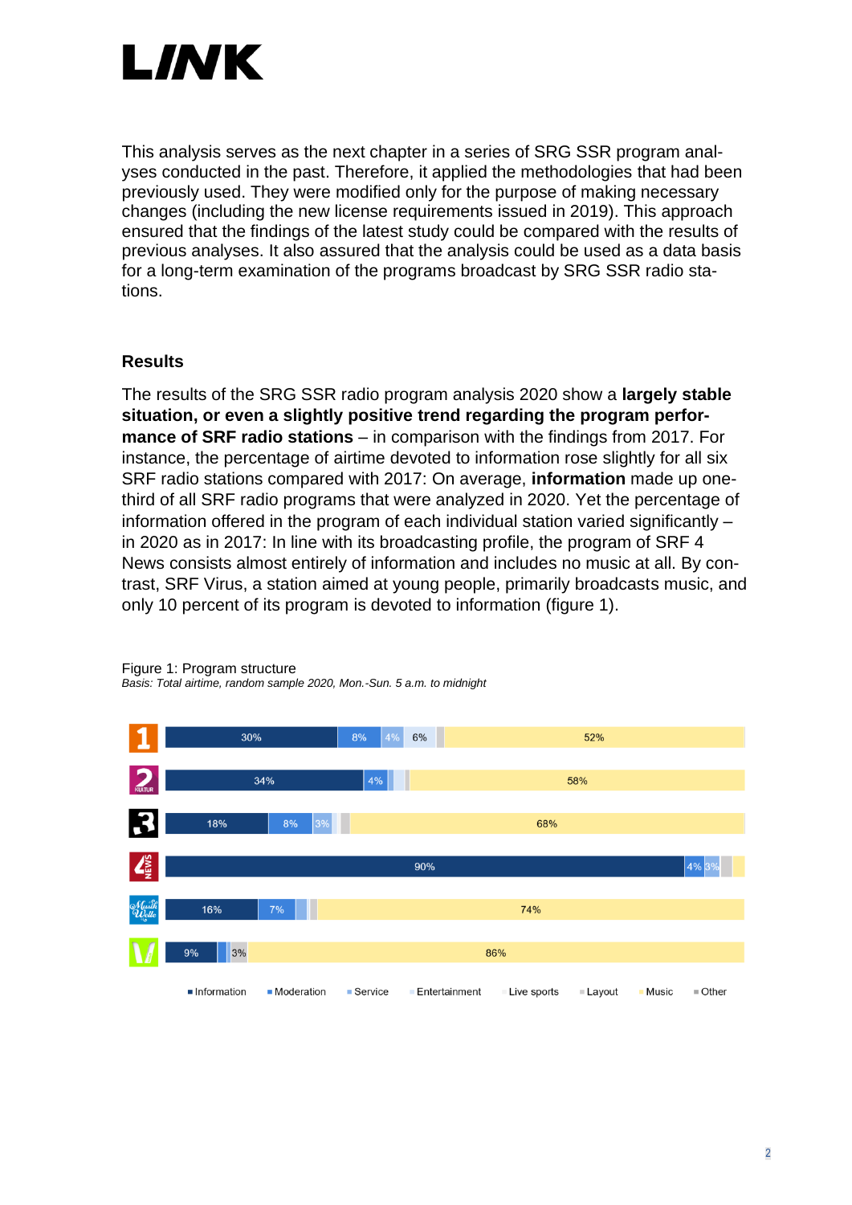This analysis serves as the next chapter in a series of SRG SSR program analyses conducted in the past. Therefore, it applied the methodologies that had been previously used. They were modified only for the purpose of making necessary changes (including the new license requirements issued in 2019). This approach ensured that the findings of the latest study could be compared with the results of previous analyses. It also assured that the analysis could be used as a data basis for a long-term examination of the programs broadcast by SRG SSR radio stations.

## Results

The results of the SRG SSR radio program analysis 2020 show a **largely stable situation, or even a slightly positive trend regarding the program performance of SRF radio stations** – in comparison with the findings from 2017. For instance, the percentage of airtime devoted to information rose slightly for all six SRF radio stations compared with 2017: On average, **information** made up one-third of all SRF radio programs that were analyzed in 2020. Yet the percentage of information offered in the program of each individual station varied significantly – in 2020 as in 2017: In line with its broadcasting profile, the program of SRF 4 News consists almost entirely of information and includes no music at all. By contrast, SRF Virus, a station aimed at young people, primarily broadcasts music, and only 10 percent of its program is devoted to information (figure 1).

Figure 1: Program structure
*Basis: Total airtime, random sample 2020, Mon.-Sun. 5 a.m. to midnight*

| Station | Information | Moderation | Service | Entertainment | Live sports | Layout | Music | Other |
|---|---|---|---|---|---|---|---|---|
| 1 | 30% | 8% | 4% | 6% | | | 52% | |
| 2 Kultur | 34% | 4% | | | | | 58% | |
| 3 | 18% | 8% | 3% | | | | 68% | |
| 4 News | 90% | 4% | 3% | | | | | |
| Musikwelle | 16% | 7% | | | | | 74% | |
| Virus | 9% | | | | | 3% | 86% | |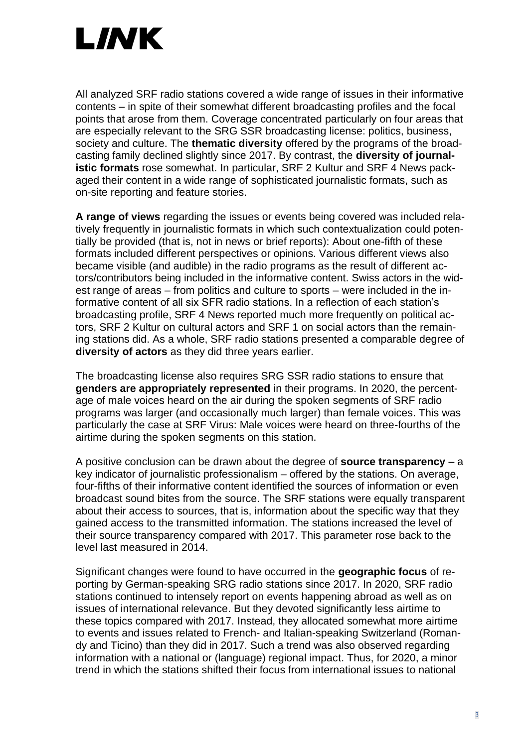All analyzed SRF radio stations covered a wide range of issues in their informative contents – in spite of their somewhat different broadcasting profiles and the focal points that arose from them. Coverage concentrated particularly on four areas that are especially relevant to the SRG SSR broadcasting license: politics, business, society and culture. The **thematic diversity** offered by the programs of the broadcasting family declined slightly since 2017. By contrast, the **diversity of journalistic formats** rose somewhat. In particular, SRF 2 Kultur and SRF 4 News packaged their content in a wide range of sophisticated journalistic formats, such as on-site reporting and feature stories.

**A range of views** regarding the issues or events being covered was included relatively frequently in journalistic formats in which such contextualization could potentially be provided (that is, not in news or brief reports): About one-fifth of these formats included different perspectives or opinions. Various different views also became visible (and audible) in the radio programs as the result of different actors/contributors being included in the informative content. Swiss actors in the widest range of areas – from politics and culture to sports – were included in the informative content of all six SFR radio stations. In a reflection of each station's broadcasting profile, SRF 4 News reported much more frequently on political actors, SRF 2 Kultur on cultural actors and SRF 1 on social actors than the remaining stations did. As a whole, SRF radio stations presented a comparable degree of **diversity of actors** as they did three years earlier.

The broadcasting license also requires SRG SSR radio stations to ensure that **genders are appropriately represented** in their programs. In 2020, the percentage of male voices heard on the air during the spoken segments of SRF radio programs was larger (and occasionally much larger) than female voices. This was particularly the case at SRF Virus: Male voices were heard on three-fourths of the airtime during the spoken segments on this station.

A positive conclusion can be drawn about the degree of **source transparency** – a key indicator of journalistic professionalism – offered by the stations. On average, four-fifths of their informative content identified the sources of information or even broadcast sound bites from the source. The SRF stations were equally transparent about their access to sources, that is, information about the specific way that they gained access to the transmitted information. The stations increased the level of their source transparency compared with 2017. This parameter rose back to the level last measured in 2014.

Significant changes were found to have occurred in the **geographic focus** of reporting by German-speaking SRG radio stations since 2017. In 2020, SRF radio stations continued to intensely report on events happening abroad as well as on issues of international relevance. But they devoted significantly less airtime to these topics compared with 2017. Instead, they allocated somewhat more airtime to events and issues related to French- and Italian-speaking Switzerland (Romandy and Ticino) than they did in 2017. Such a trend was also observed regarding information with a national or (language) regional impact. Thus, for 2020, a minor trend in which the stations shifted their focus from international issues to national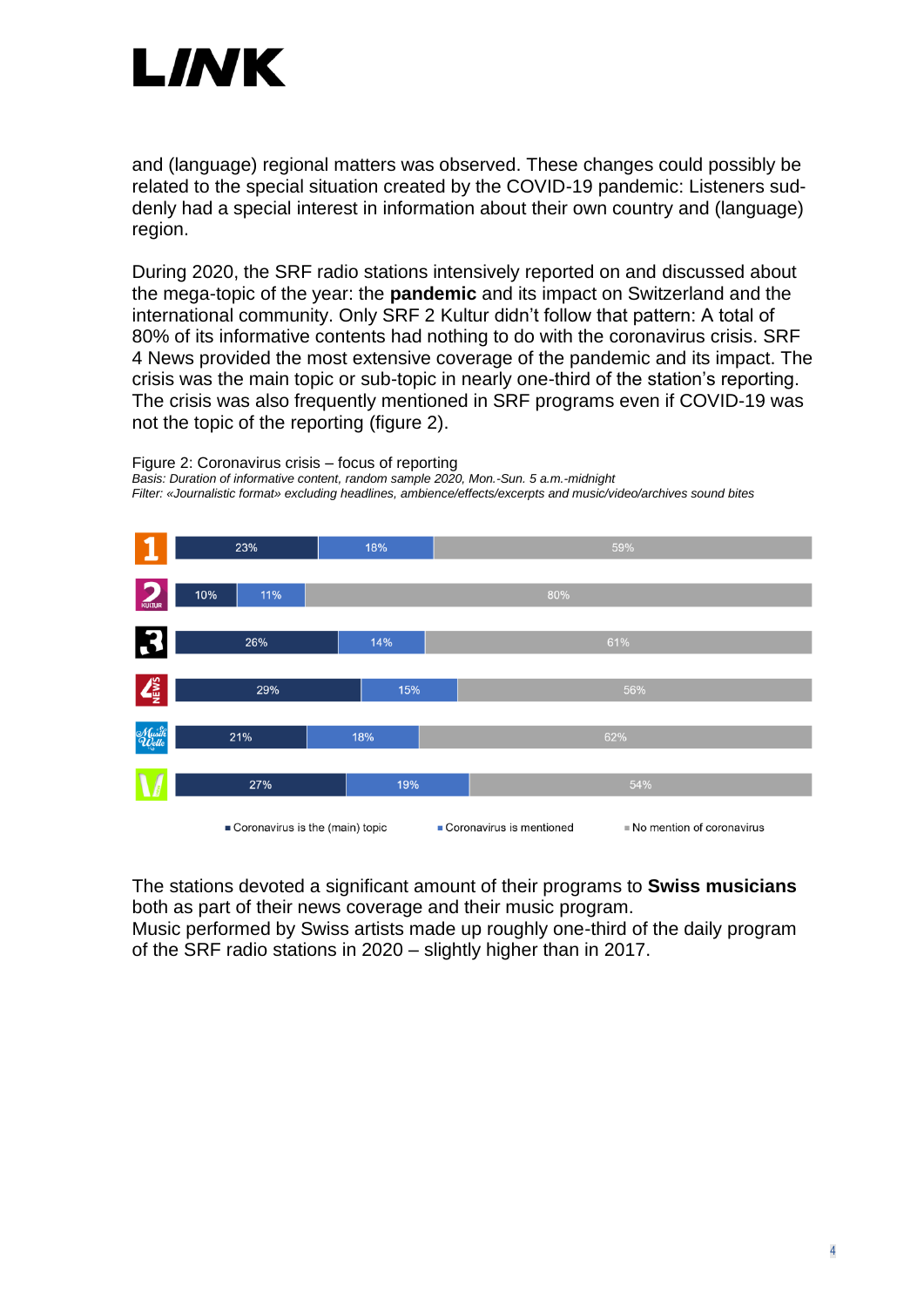and (language) regional matters was observed. These changes could possibly be related to the special situation created by the COVID-19 pandemic: Listeners suddenly had a special interest in information about their own country and (language) region.

During 2020, the SRF radio stations intensively reported on and discussed about the mega-topic of the year: the **pandemic** and its impact on Switzerland and the international community. Only SRF 2 Kultur didn't follow that pattern: A total of 80% of its informative contents had nothing to do with the coronavirus crisis. SRF 4 News provided the most extensive coverage of the pandemic and its impact. The crisis was the main topic or sub-topic in nearly one-third of the station's reporting. The crisis was also frequently mentioned in SRF programs even if COVID-19 was not the topic of the reporting (figure 2).

Figure 2: Coronavirus crisis – focus of reporting
*Basis: Duration of informative content, random sample 2020, Mon.-Sun. 5 a.m.-midnight*
*Filter: «Journalistic format» excluding headlines, ambience/effects/excerpts and music/video/archives sound bites*

1: 23% 18% 59%
2 Kultur: 10% 11% 80%
3: 26% 14% 61%
4 News: 29% 15% 56%
Musikwelle: 21% 18% 62%
Virus: 27% 19% 54%

Coronavirus is the (main) topic
Coronavirus is mentioned
No mention of coronavirus

The stations devoted a significant amount of their programs to **Swiss musicians** both as part of their news coverage and their music program.
Music performed by Swiss artists made up roughly one-third of the daily program of the SRF radio stations in 2020 – slightly higher than in 2017.